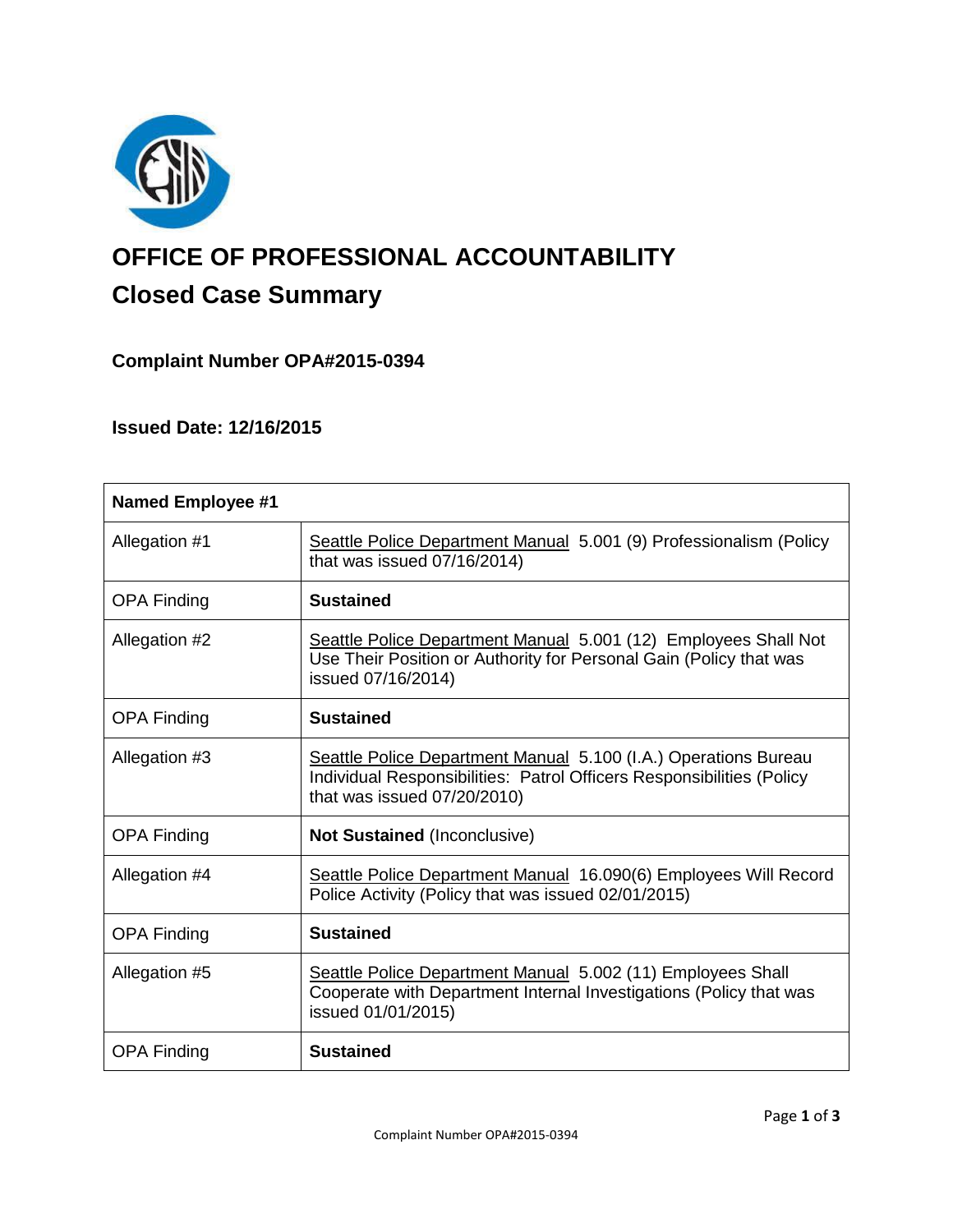# OFFICE OF PROFESSIONAL ACCOUNTABILITY

## Closed Case Summary

### Complaint Number OPA#2015-0394

### Issued Date: 12/16/2015

| Named Employee #1 | |
|---|---|
| Allegation #1 | Seattle Police Department Manual 5.001 (9) Professionalism (Policy that was issued 07/16/2014) |
| OPA Finding | **Sustained** |
| Allegation #2 | Seattle Police Department Manual 5.001 (12) Employees Shall Not Use Their Position or Authority for Personal Gain (Policy that was issued 07/16/2014) |
| OPA Finding | **Sustained** |
| Allegation #3 | Seattle Police Department Manual 5.100 (I.A.) Operations Bureau Individual Responsibilities: Patrol Officers Responsibilities (Policy that was issued 07/20/2010) |
| OPA Finding | **Not Sustained** (Inconclusive) |
| Allegation #4 | Seattle Police Department Manual 16.090(6) Employees Will Record Police Activity (Policy that was issued 02/01/2015) |
| OPA Finding | **Sustained** |
| Allegation #5 | Seattle Police Department Manual 5.002 (11) Employees Shall Cooperate with Department Internal Investigations (Policy that was issued 01/01/2015) |
| OPA Finding | **Sustained** |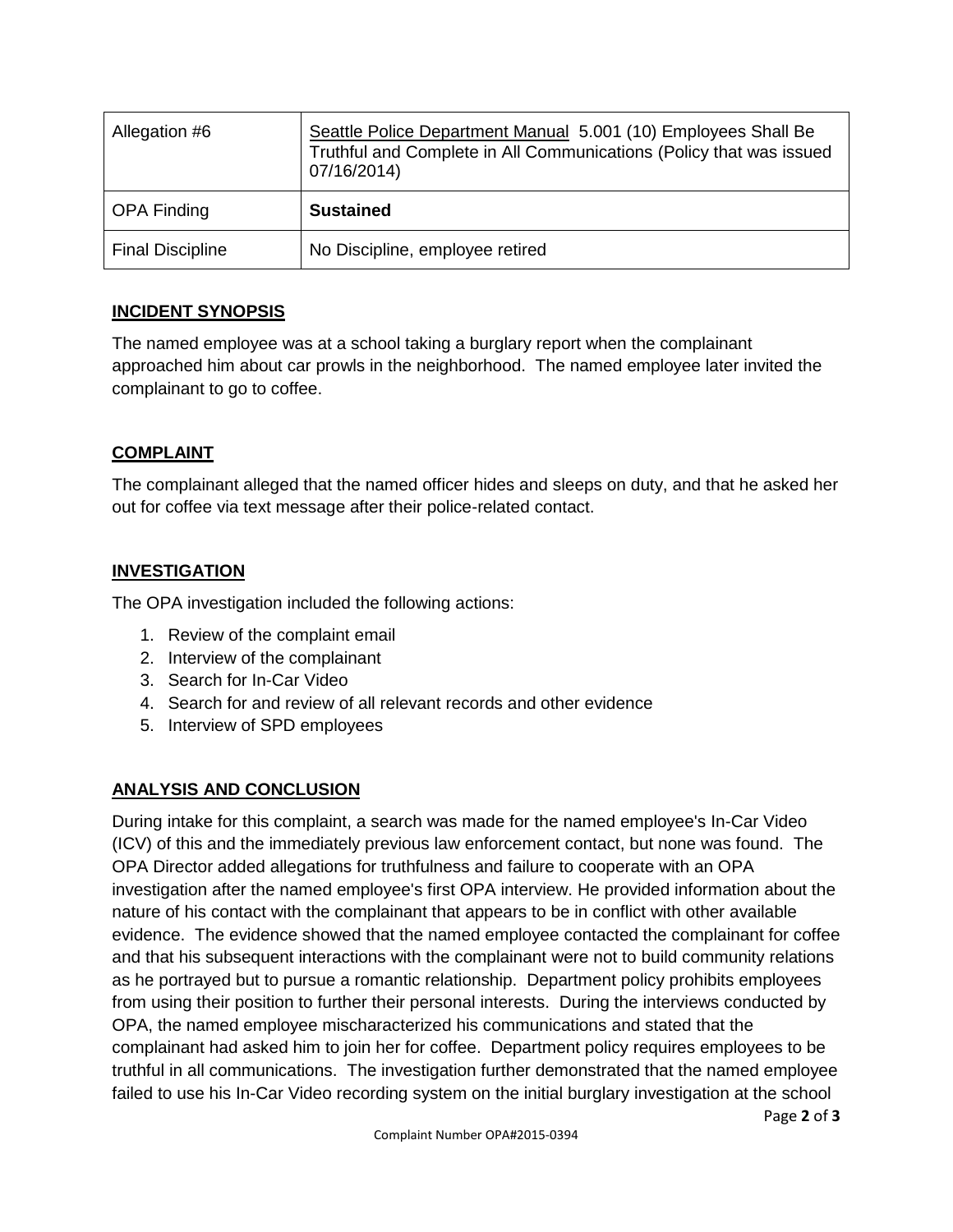| Allegation #6 | Seattle Police Department Manual 5.001 (10) Employees Shall Be Truthful and Complete in All Communications (Policy that was issued 07/16/2014) |
| --- | --- |
| OPA Finding | **Sustained** |
| Final Discipline | No Discipline, employee retired |

## INCIDENT SYNOPSIS

The named employee was at a school taking a burglary report when the complainant approached him about car prowls in the neighborhood. The named employee later invited the complainant to go to coffee.

## COMPLAINT

The complainant alleged that the named officer hides and sleeps on duty, and that he asked her out for coffee via text message after their police-related contact.

## INVESTIGATION

The OPA investigation included the following actions:

1. Review of the complaint email
2. Interview of the complainant
3. Search for In-Car Video
4. Search for and review of all relevant records and other evidence
5. Interview of SPD employees

## ANALYSIS AND CONCLUSION

During intake for this complaint, a search was made for the named employee's In-Car Video (ICV) of this and the immediately previous law enforcement contact, but none was found. The OPA Director added allegations for truthfulness and failure to cooperate with an OPA investigation after the named employee's first OPA interview. He provided information about the nature of his contact with the complainant that appears to be in conflict with other available evidence. The evidence showed that the named employee contacted the complainant for coffee and that his subsequent interactions with the complainant were not to build community relations as he portrayed but to pursue a romantic relationship. Department policy prohibits employees from using their position to further their personal interests. During the interviews conducted by OPA, the named employee mischaracterized his communications and stated that the complainant had asked him to join her for coffee. Department policy requires employees to be truthful in all communications. The investigation further demonstrated that the named employee failed to use his In-Car Video recording system on the initial burglary investigation at the school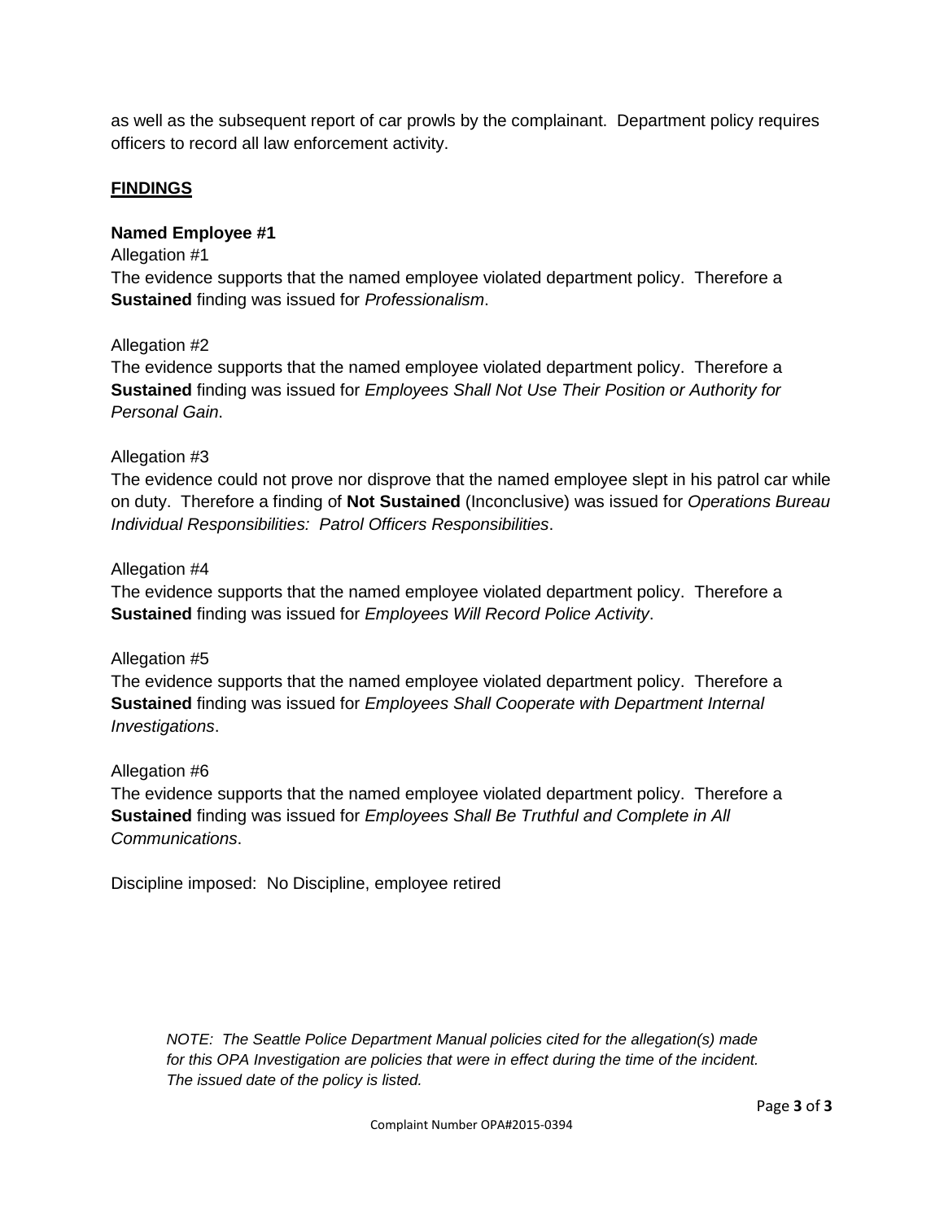as well as the subsequent report of car prowls by the complainant. Department policy requires officers to record all law enforcement activity.

## FINDINGS

**Named Employee #1**

Allegation #1
The evidence supports that the named employee violated department policy. Therefore a **Sustained** finding was issued for *Professionalism*.

Allegation #2
The evidence supports that the named employee violated department policy. Therefore a **Sustained** finding was issued for *Employees Shall Not Use Their Position or Authority for Personal Gain*.

Allegation #3
The evidence could not prove nor disprove that the named employee slept in his patrol car while on duty. Therefore a finding of **Not Sustained** (Inconclusive) was issued for *Operations Bureau Individual Responsibilities: Patrol Officers Responsibilities*.

Allegation #4
The evidence supports that the named employee violated department policy. Therefore a **Sustained** finding was issued for *Employees Will Record Police Activity*.

Allegation #5
The evidence supports that the named employee violated department policy. Therefore a **Sustained** finding was issued for *Employees Shall Cooperate with Department Internal Investigations*.

Allegation #6
The evidence supports that the named employee violated department policy. Therefore a **Sustained** finding was issued for *Employees Shall Be Truthful and Complete in All Communications*.

Discipline imposed: No Discipline, employee retired

*NOTE: The Seattle Police Department Manual policies cited for the allegation(s) made for this OPA Investigation are policies that were in effect during the time of the incident. The issued date of the policy is listed.*

Complaint Number OPA#2015-0394